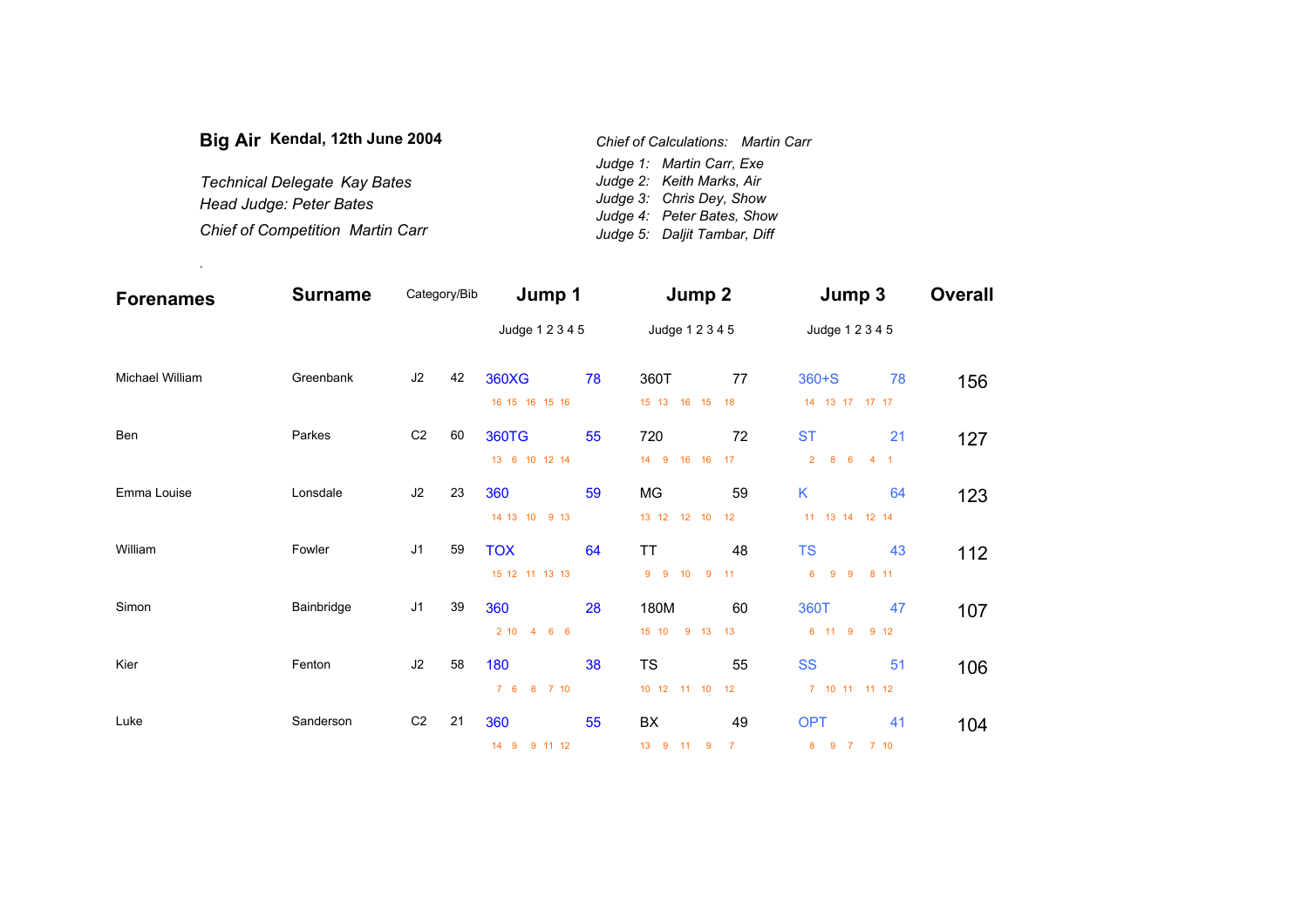# Big Air Kendal, 12th June 2004

*Technical Delegate Kay Bates*
*Head Judge: Peter Bates*
*Chief of Competition Martin Carr*

*Chief of Calculations: Martin Carr*
*Judge 1: Martin Carr, Exe*
*Judge 2: Keith Marks, Air*
*Judge 3: Chris Dey, Show*
*Judge 4: Peter Bates, Show*
*Judge 5: Daljit Tambar, Diff*

.

| Forenames | Surname | Category | Bib | Jump 1 | | Jump 2 | | Jump 3 | | Overall |
|---|---|---|---|---|---|---|---|---|---|---|
| | | | | Judge 1 2 3 4 5 | | Judge 1 2 3 4 5 | | Judge 1 2 3 4 5 | | |
| Michael William | Greenbank | J2 | 42 | 360XG | 78 | 360T | 77 | 360+S | 78 | 156 |
| | | | | 16 15 16 15 16 | | 15 13 16 15 18 | | 14 13 17 17 17 | | |
| Ben | Parkes | C2 | 60 | 360TG | 55 | 720 | 72 | ST | 21 | 127 |
| | | | | 13 6 10 12 14 | | 14 9 16 16 17 | | 2 8 6 4 1 | | |
| Emma Louise | Lonsdale | J2 | 23 | 360 | 59 | MG | 59 | K | 64 | 123 |
| | | | | 14 13 10 9 13 | | 13 12 12 10 12 | | 11 13 14 12 14 | | |
| William | Fowler | J1 | 59 | TOX | 64 | TT | 48 | TS | 43 | 112 |
| | | | | 15 12 11 13 13 | | 9 9 10 9 11 | | 6 9 9 8 11 | | |
| Simon | Bainbridge | J1 | 39 | 360 | 28 | 180M | 60 | 360T | 47 | 107 |
| | | | | 2 10 4 6 6 | | 15 10 9 13 13 | | 6 11 9 9 12 | | |
| Kier | Fenton | J2 | 58 | 180 | 38 | TS | 55 | SS | 51 | 106 |
| | | | | 7 6 8 7 10 | | 10 12 11 10 12 | | 7 10 11 11 12 | | |
| Luke | Sanderson | C2 | 21 | 360 | 55 | BX | 49 | OPT | 41 | 104 |
| | | | | 14 9 9 11 12 | | 13 9 11 9 7 | | 8 9 7 7 10 | | |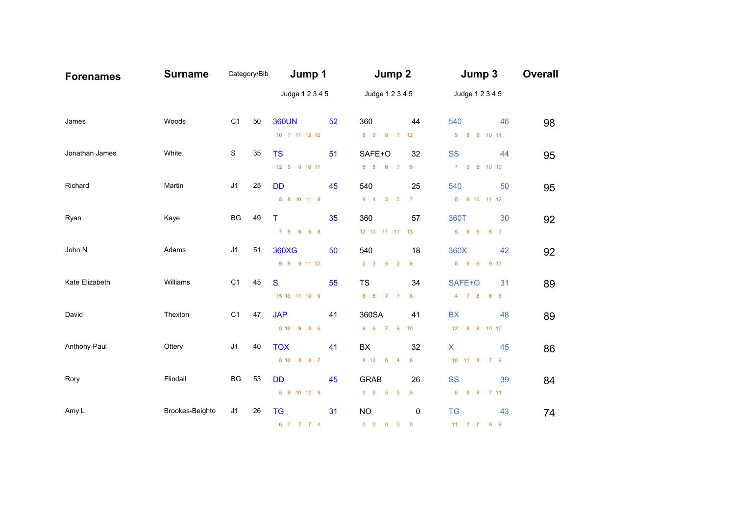| Forenames | Surname | Category/Bib | | Jump 1 | | Jump 2 | | Jump 3 | | Overall |
|---|---|---|---|---|---|---|---|---|---|---|
| | | | | Judge 1 2 3 4 5 | | Judge 1 2 3 4 5 | | Judge 1 2 3 4 5 | | |
| James | Woods | C1 | 50 | 360UN | 52 | 360 | 44 | 540 | 46 | 98 |
| | | | | 10 7 11 12 12 | | 8 9 8 7 12 | | 9 8 8 10 11 | | |
| Jonathan James | White | S | 35 | TS | 51 | SAFE+O | 32 | SS | 44 | 95 |
| | | | | 12 9 9 10 11 | | 5 8 6 7 6 | | 7 9 8 10 10 | | |
| Richard | Martin | J1 | 25 | DD | 45 | 540 | 25 | 540 | 50 | 95 |
| | | | | 8 8 10 11 8 | | 4 4 5 5 7 | | 8 9 10 11 12 | | |
| Ryan | Kaye | BG | 49 | T | 35 | 360 | 57 | 360T | 30 | 92 |
| | | | | 7 9 6 5 8 | | 12 10 11 11 13 | | 5 6 6 6 7 | | |
| John N | Adams | J1 | 51 | 360XG | 50 | 540 | 18 | 360X | 42 | 92 |
| | | | | 9 9 9 11 12 | | 2 3 5 2 6 | | 8 6 6 9 13 | | |
| Kate Elizabeth | Williams | C1 | 45 | S | 55 | TS | 34 | SAFE+O | 31 | 89 |
| | | | | 15 10 11 10 9 | | 6 6 7 7 8 | | 4 7 8 6 6 | | |
| David | Thexton | C1 | 47 | JAP | 41 | 360SA | 41 | BX | 48 | 89 |
| | | | | 8 10 9 8 6 | | 9 6 7 9 10 | | 12 8 8 10 10 | | |
| Anthony-Paul | Ottery | J1 | 40 | TOX | 41 | BX | 32 | X | 45 | 86 |
| | | | | 8 10 8 8 7 | | 4 12 6 4 6 | | 10 11 8 7 9 | | |
| Rory | Flindall | BG | 53 | DD | 45 | GRAB | 26 | SS | 39 | 84 |
| | | | | 5 9 10 12 9 | | 2 9 5 5 5 | | 5 8 8 7 11 | | |
| Amy L | Brookes-Beighto | J1 | 26 | TG | 31 | NO | 0 | TG | 43 | 74 |
| | | | | 6 7 7 7 4 | | 0 0 0 0 0 | | 11 7 7 9 9 | | |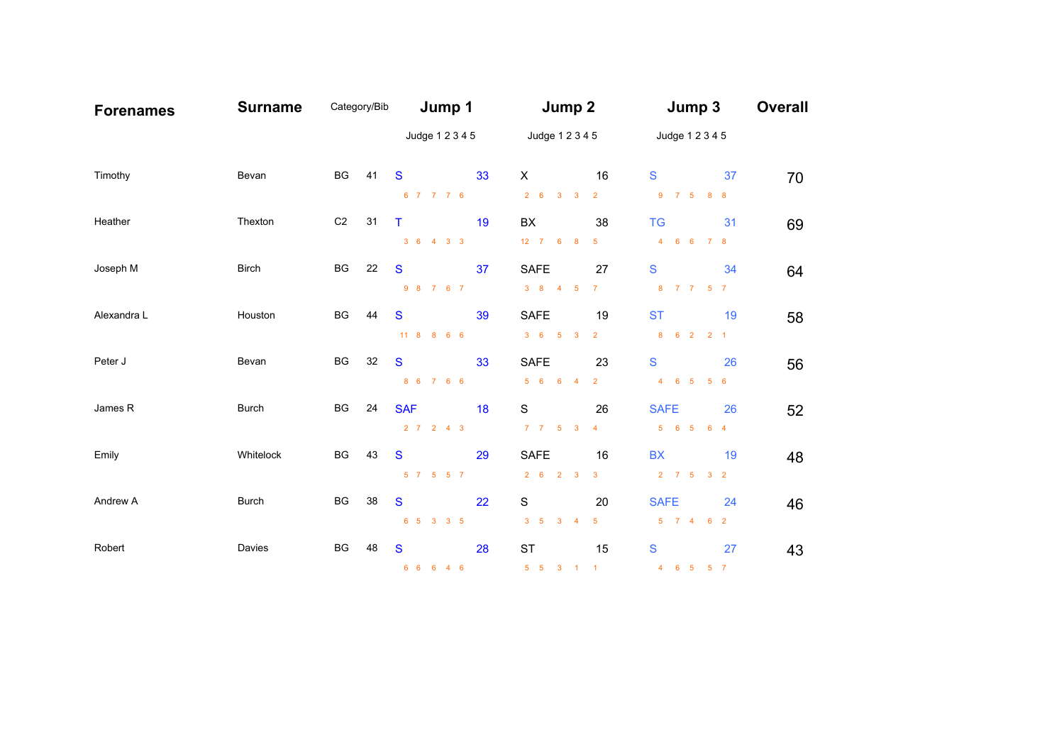| Forenames | Surname | Category/Bib | | Jump 1 Judge 1 2 3 4 5 | | Jump 2 Judge 1 2 3 4 5 | | Jump 3 Judge 1 2 3 4 5 | | Overall |
|---|---|---|---|---|---|---|---|---|---|---|
| Timothy | Bevan | BG | 41 | S 6 7 7 7 6 | 33 | X 2 6 3 3 2 | 16 | S 9 7 5 8 8 | 37 | 70 |
| Heather | Thexton | C2 | 31 | T 3 6 4 3 3 | 19 | BX 12 7 6 8 5 | 38 | TG 4 6 6 7 8 | 31 | 69 |
| Joseph M | Birch | BG | 22 | S 9 8 7 6 7 | 37 | SAFE 3 8 4 5 7 | 27 | S 8 7 7 5 7 | 34 | 64 |
| Alexandra L | Houston | BG | 44 | S 11 8 8 6 6 | 39 | SAFE 3 6 5 3 2 | 19 | ST 8 6 2 2 1 | 19 | 58 |
| Peter J | Bevan | BG | 32 | S 8 6 7 6 6 | 33 | SAFE 5 6 6 4 2 | 23 | S 4 6 5 5 6 | 26 | 56 |
| James R | Burch | BG | 24 | SAF 2 7 2 4 3 | 18 | S 7 7 5 3 4 | 26 | SAFE 5 6 5 6 4 | 26 | 52 |
| Emily | Whitelock | BG | 43 | S 5 7 5 5 7 | 29 | SAFE 2 6 2 3 3 | 16 | BX 2 7 5 3 2 | 19 | 48 |
| Andrew A | Burch | BG | 38 | S 6 5 3 3 5 | 22 | S 3 5 3 4 5 | 20 | SAFE 5 7 4 6 2 | 24 | 46 |
| Robert | Davies | BG | 48 | S 6 6 6 4 6 | 28 | ST 5 5 3 1 1 | 15 | S 4 6 5 5 7 | 27 | 43 |